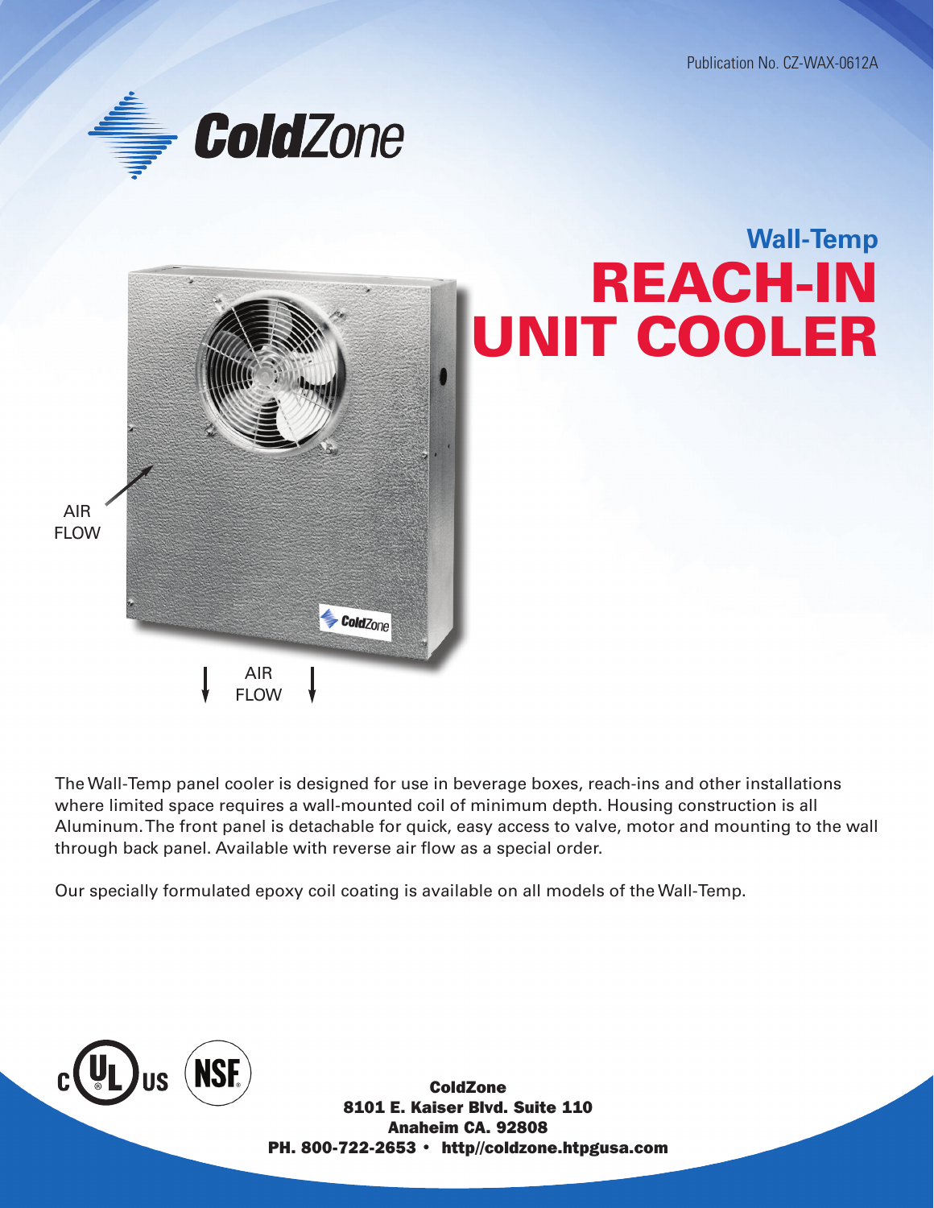Publication No. CZ-WAX-0612A

ColdZone

## Wall-Temp

# REACH-IN UNIT COOLER

AIR FLOW

AIR FLOW

The Wall-Temp panel cooler is designed for use in beverage boxes, reach-ins and other installations where limited space requires a wall-mounted coil of minimum depth. Housing construction is all Aluminum. The front panel is detachable for quick, easy access to valve, motor and mounting to the wall through back panel. Available with reverse air flow as a special order.

Our specially formulated epoxy coil coating is available on all models of the Wall-Temp.

**ColdZone**
**8101 E. Kaiser Blvd. Suite 110**
**Anaheim CA. 92808**
**PH. 800-722-2653 • http//coldzone.htpgusa.com**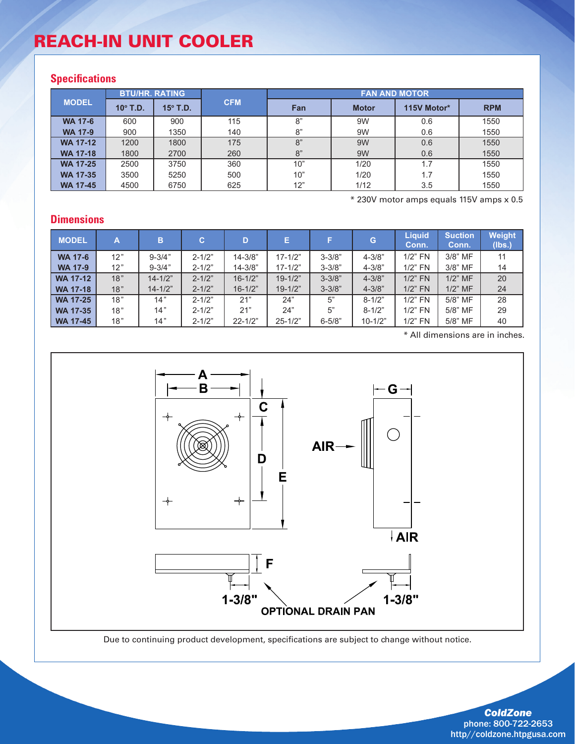# REACH-IN UNIT COOLER

## Specifications

| MODEL | BTU/HR. RATING | | CFM | FAN AND MOTOR | | | |
|---|---|---|---|---|---|---|---|
| | 10° T.D. | 15° T.D. | | Fan | Motor | 115V Motor* | RPM |
| WA 17-6 | 600 | 900 | 115 | 8" | 9W | 0.6 | 1550 |
| WA 17-9 | 900 | 1350 | 140 | 8" | 9W | 0.6 | 1550 |
| WA 17-12 | 1200 | 1800 | 175 | 8" | 9W | 0.6 | 1550 |
| WA 17-18 | 1800 | 2700 | 260 | 8" | 9W | 0.6 | 1550 |
| WA 17-25 | 2500 | 3750 | 360 | 10" | 1/20 | 1.7 | 1550 |
| WA 17-35 | 3500 | 5250 | 500 | 10" | 1/20 | 1.7 | 1550 |
| WA 17-45 | 4500 | 6750 | 625 | 12" | 1/12 | 3.5 | 1550 |

* 230V motor amps equals 115V amps x 0.5

## Dimensions

| MODEL | A | B | C | D | E | F | G | Liquid Conn. | Suction Conn. | Weight (lbs.) |
|---|---|---|---|---|---|---|---|---|---|---|
| WA 17-6 | 12" | 9-3/4" | 2-1/2" | 14-3/8" | 17-1/2" | 3-3/8" | 4-3/8" | 1/2" FN | 3/8" MF | 11 |
| WA 17-9 | 12" | 9-3/4" | 2-1/2" | 14-3/8" | 17-1/2" | 3-3/8" | 4-3/8" | 1/2" FN | 3/8" MF | 14 |
| WA 17-12 | 18" | 14-1/2" | 2-1/2" | 16-1/2" | 19-1/2" | 3-3/8" | 4-3/8" | 1/2" FN | 1/2" MF | 20 |
| WA 17-18 | 18" | 14-1/2" | 2-1/2" | 16-1/2" | 19-1/2" | 3-3/8" | 4-3/8" | 1/2" FN | 1/2" MF | 24 |
| WA 17-25 | 18" | 14" | 2-1/2" | 21" | 24" | 5" | 8-1/2" | 1/2" FN | 5/8" MF | 28 |
| WA 17-35 | 18" | 14" | 2-1/2" | 21" | 24" | 5" | 8-1/2" | 1/2" FN | 5/8" MF | 29 |
| WA 17-45 | 18" | 14" | 2-1/2" | 22-1/2" | 25-1/2" | 6-5/8" | 10-1/2" | 1/2" FN | 5/8" MF | 40 |

* All dimensions are in inches.

A
B
C
D
E
G
AIR
AIR
F
1-3/8"
1-3/8"
OPTIONAL DRAIN PAN

Due to continuing product development, specifications are subject to change without notice.

**ColdZone**
phone: 800-722-2653
http//coldzone.htpgusa.com